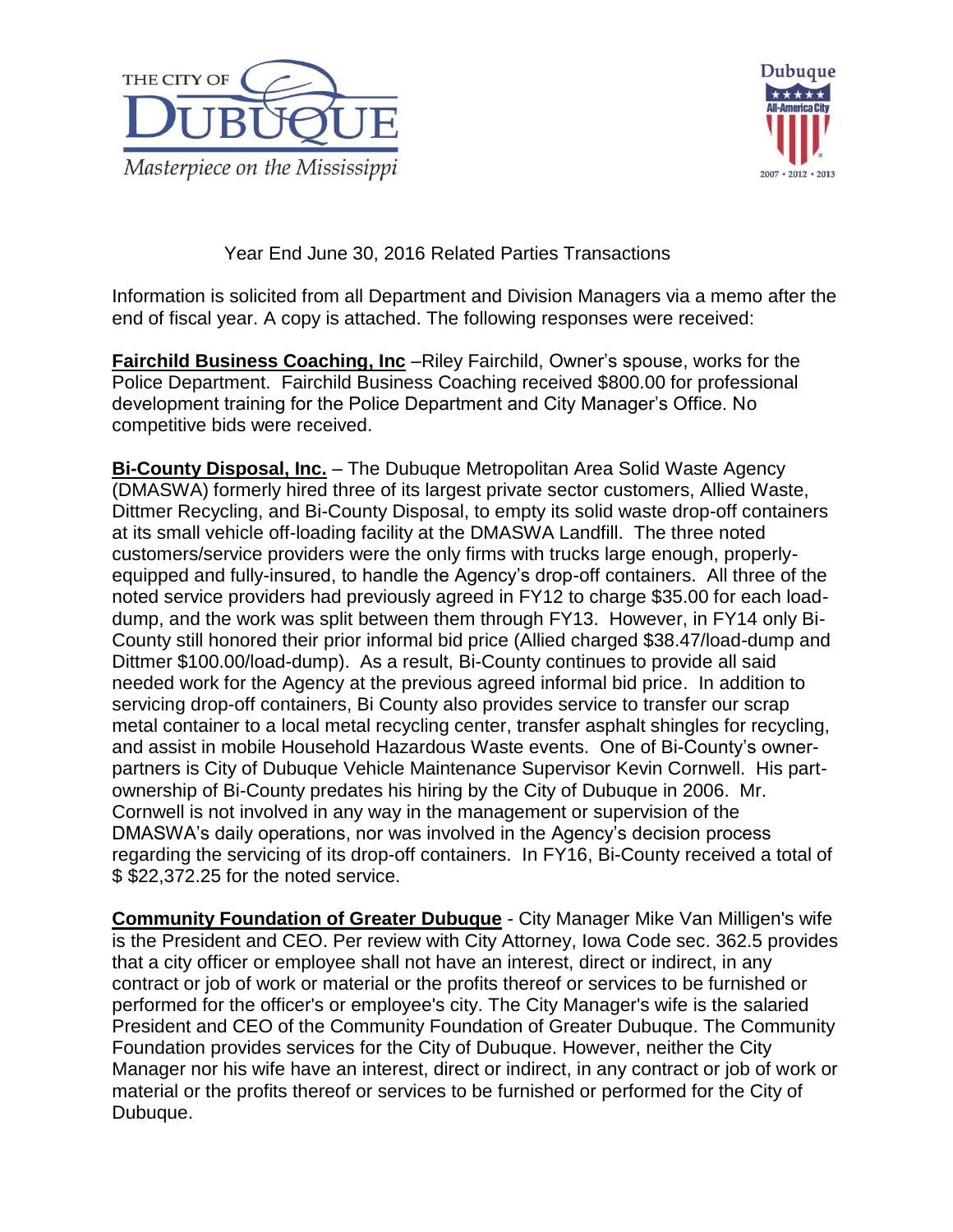Year End June 30, 2016 Related Parties Transactions

Information is solicited from all Department and Division Managers via a memo after the end of fiscal year. A copy is attached. The following responses were received:

**Fairchild Business Coaching, Inc** –Riley Fairchild, Owner's spouse, works for the Police Department. Fairchild Business Coaching received $800.00 for professional development training for the Police Department and City Manager's Office. No competitive bids were received.

**Bi-County Disposal, Inc.** – The Dubuque Metropolitan Area Solid Waste Agency (DMASWA) formerly hired three of its largest private sector customers, Allied Waste, Dittmer Recycling, and Bi-County Disposal, to empty its solid waste drop-off containers at its small vehicle off-loading facility at the DMASWA Landfill. The three noted customers/service providers were the only firms with trucks large enough, properly-equipped and fully-insured, to handle the Agency's drop-off containers. All three of the noted service providers had previously agreed in FY12 to charge $35.00 for each load-dump, and the work was split between them through FY13. However, in FY14 only Bi-County still honored their prior informal bid price (Allied charged $38.47/load-dump and Dittmer $100.00/load-dump). As a result, Bi-County continues to provide all said needed work for the Agency at the previous agreed informal bid price. In addition to servicing drop-off containers, Bi County also provides service to transfer our scrap metal container to a local metal recycling center, transfer asphalt shingles for recycling, and assist in mobile Household Hazardous Waste events. One of Bi-County's owner-partners is City of Dubuque Vehicle Maintenance Supervisor Kevin Cornwell. His part-ownership of Bi-County predates his hiring by the City of Dubuque in 2006. Mr. Cornwell is not involved in any way in the management or supervision of the DMASWA's daily operations, nor was involved in the Agency's decision process regarding the servicing of its drop-off containers. In FY16, Bi-County received a total of $ $22,372.25 for the noted service.

**Community Foundation of Greater Dubuque** - City Manager Mike Van Milligen's wife is the President and CEO. Per review with City Attorney, Iowa Code sec. 362.5 provides that a city officer or employee shall not have an interest, direct or indirect, in any contract or job of work or material or the profits thereof or services to be furnished or performed for the officer's or employee's city. The City Manager's wife is the salaried President and CEO of the Community Foundation of Greater Dubuque. The Community Foundation provides services for the City of Dubuque. However, neither the City Manager nor his wife have an interest, direct or indirect, in any contract or job of work or material or the profits thereof or services to be furnished or performed for the City of Dubuque.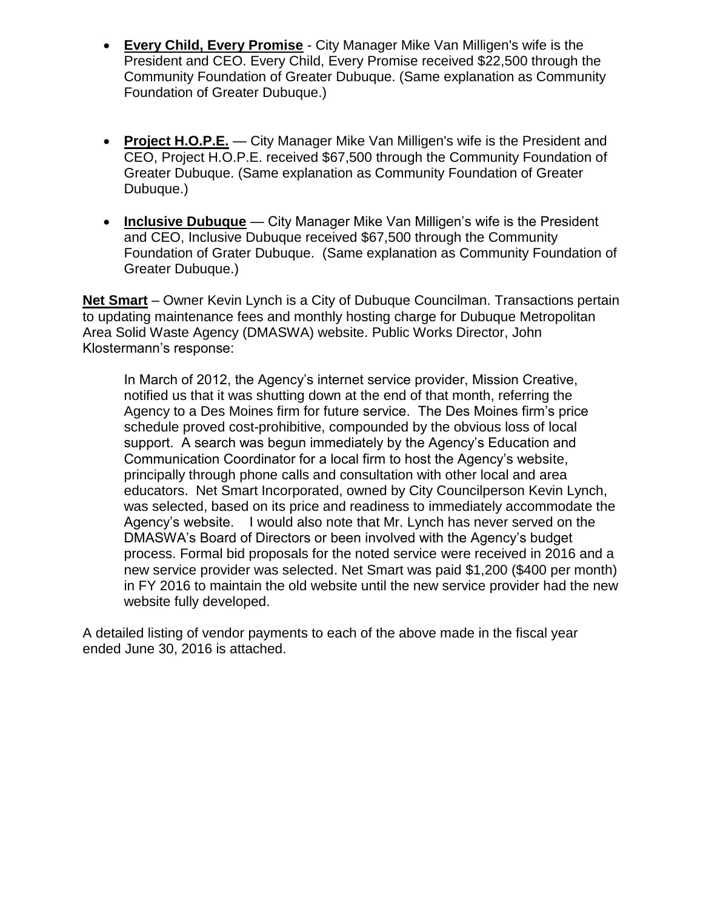- **Every Child, Every Promise** - City Manager Mike Van Milligen's wife is the President and CEO. Every Child, Every Promise received $22,500 through the Community Foundation of Greater Dubuque. (Same explanation as Community Foundation of Greater Dubuque.)

- **Project H.O.P.E.** — City Manager Mike Van Milligen's wife is the President and CEO, Project H.O.P.E. received $67,500 through the Community Foundation of Greater Dubuque. (Same explanation as Community Foundation of Greater Dubuque.)

- **Inclusive Dubuque** — City Manager Mike Van Milligen's wife is the President and CEO, Inclusive Dubuque received $67,500 through the Community Foundation of Grater Dubuque. (Same explanation as Community Foundation of Greater Dubuque.)

**Net Smart** – Owner Kevin Lynch is a City of Dubuque Councilman. Transactions pertain to updating maintenance fees and monthly hosting charge for Dubuque Metropolitan Area Solid Waste Agency (DMASWA) website. Public Works Director, John Klostermann's response:

> In March of 2012, the Agency's internet service provider, Mission Creative, notified us that it was shutting down at the end of that month, referring the Agency to a Des Moines firm for future service. The Des Moines firm's price schedule proved cost-prohibitive, compounded by the obvious loss of local support. A search was begun immediately by the Agency's Education and Communication Coordinator for a local firm to host the Agency's website, principally through phone calls and consultation with other local and area educators. Net Smart Incorporated, owned by City Councilperson Kevin Lynch, was selected, based on its price and readiness to immediately accommodate the Agency's website. I would also note that Mr. Lynch has never served on the DMASWA's Board of Directors or been involved with the Agency's budget process. Formal bid proposals for the noted service were received in 2016 and a new service provider was selected. Net Smart was paid $1,200 ($400 per month) in FY 2016 to maintain the old website until the new service provider had the new website fully developed.

A detailed listing of vendor payments to each of the above made in the fiscal year ended June 30, 2016 is attached.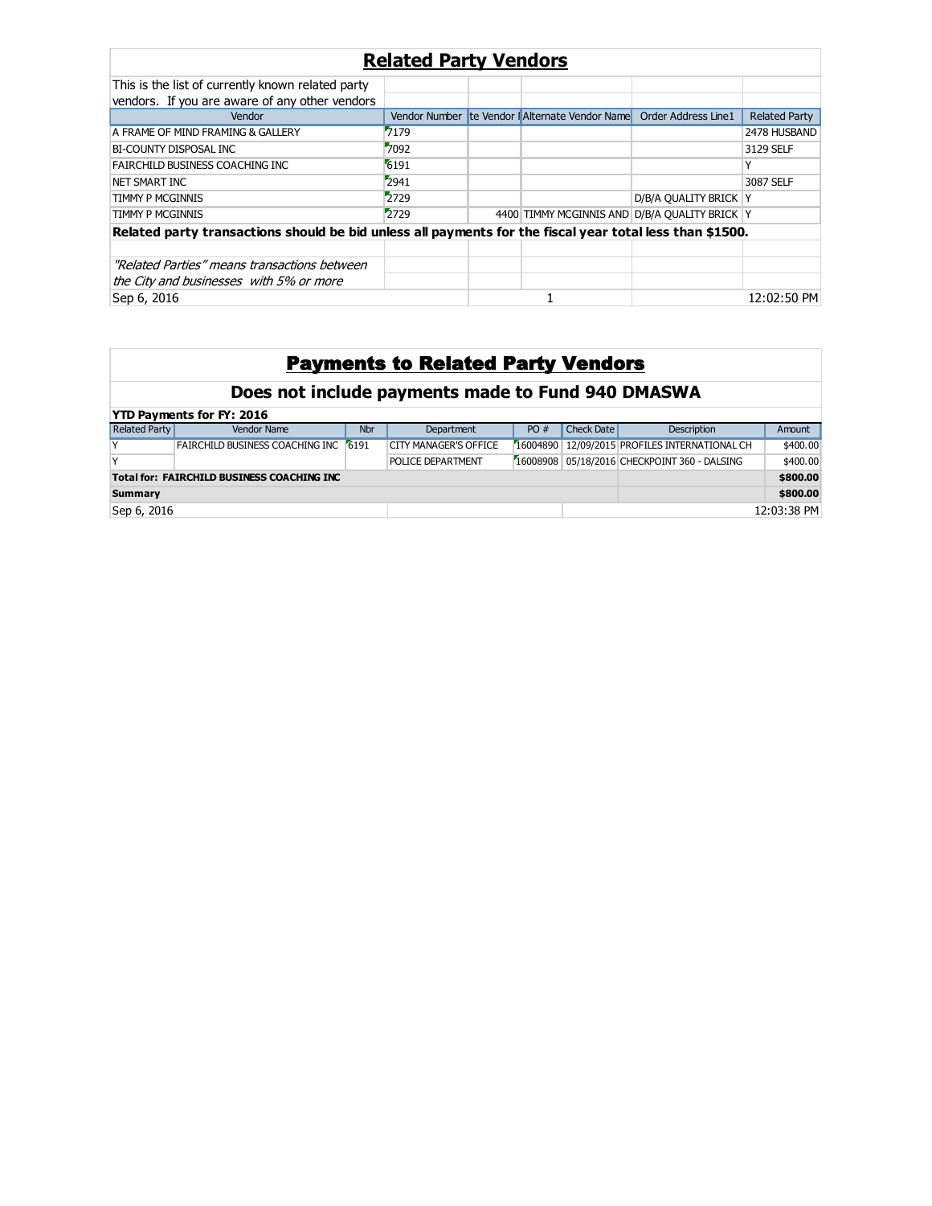## Related Party Vendors

This is the list of currently known related party vendors. If you are aware of any other vendors

| Vendor | Vendor Number | te Vendor I | Alternate Vendor Name | Order Address Line1 | Related Party |
|---|---|---|---|---|---|
| A FRAME OF MIND FRAMING & GALLERY | 7179 | | | | 2478 HUSBAND |
| BI-COUNTY DISPOSAL INC | 7092 | | | | 3129 SELF |
| FAIRCHILD BUSINESS COACHING INC | 6191 | | | | Y |
| NET SMART INC | 2941 | | | | 3087 SELF |
| TIMMY P MCGINNIS | 2729 | | | D/B/A QUALITY BRICK | Y |
| TIMMY P MCGINNIS | 2729 | 4400 | TIMMY MCGINNIS AND | D/B/A QUALITY BRICK | Y |

**Related party transactions should be bid unless all payments for the fiscal year total less than $1500.**

*"Related Parties" means transactions between the City and businesses with 5% or more*

Sep 6, 2016 1 12:02:50 PM

## Payments to Related Party Vendors

### Does not include payments made to Fund 940 DMASWA

**YTD Payments for FY: 2016**

| Related Party | Vendor Name | Nbr | Department | PO # | Check Date | Description | Amount |
|---|---|---|---|---|---|---|---|
| Y | FAIRCHILD BUSINESS COACHING INC | 6191 | CITY MANAGER'S OFFICE | 16004890 | 12/09/2015 | PROFILES INTERNATIONAL CH | $400.00 |
| Y | | | POLICE DEPARTMENT | 16008908 | 05/18/2016 | CHECKPOINT 360 - DALSING | $400.00 |
| **Total for: FAIRCHILD BUSINESS COACHING INC** | | | | | | | **$800.00** |
| **Summary** | | | | | | | **$800.00** |

Sep 6, 2016 12:03:38 PM